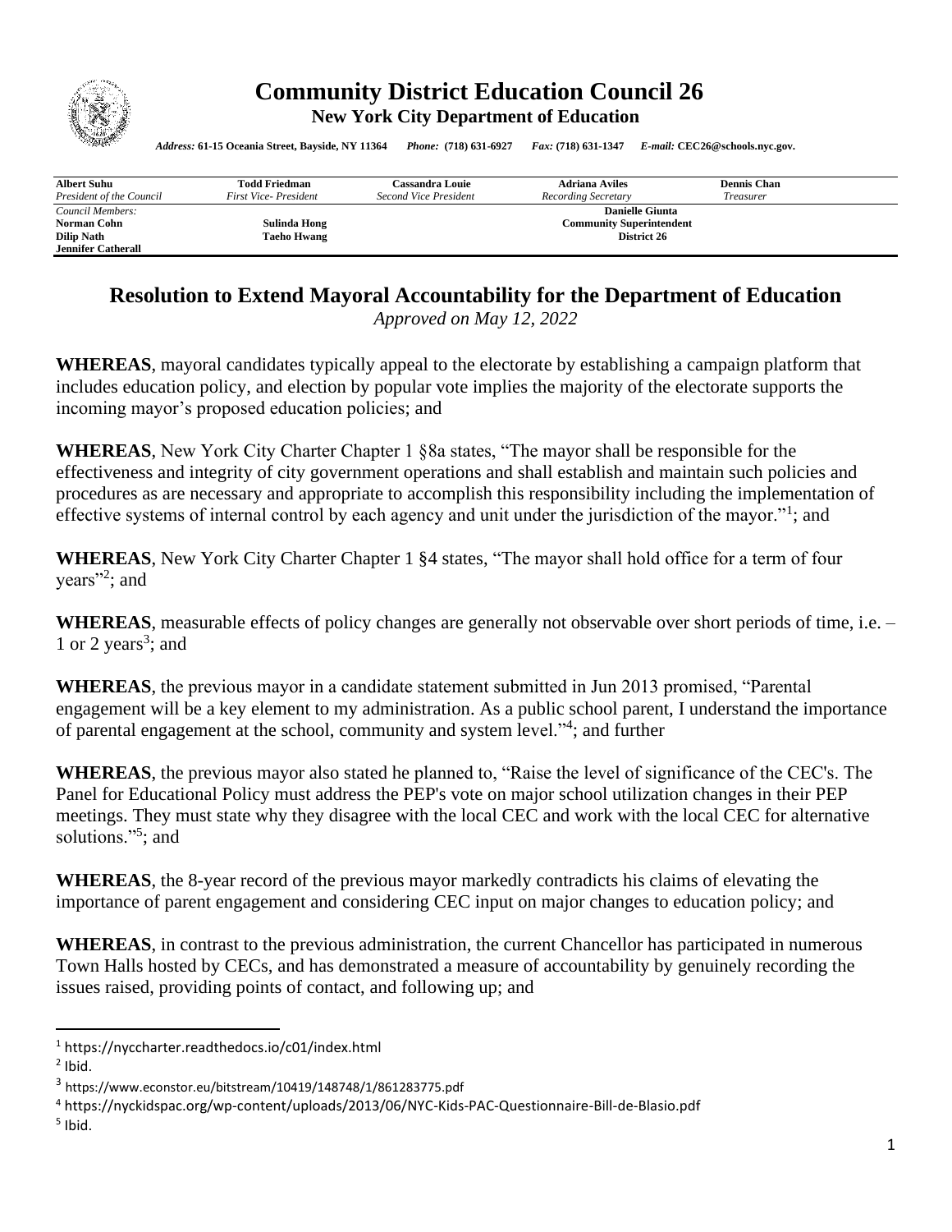# Community District Education Council 26

**New York City Department of Education**

*Address:* **61-15 Oceania Street, Bayside, NY 11364** *Phone:* **(718) 631-6927** *Fax:* **(718) 631-1347** *E-mail:* **CEC26@schools.nyc.gov.**

| **Albert Suhu** | **Todd Friedman** | **Cassandra Louie** | **Adriana Aviles** | **Dennis Chan** |
|---|---|---|---|---|
| *President of the Council* | *First Vice- President* | *Second Vice President* | *Recording Secretary* | *Treasurer* |

*Council Members:*
**Norman Cohn**
**Dilip Nath**
**Jennifer Catherall**
**Sulinda Hong**
**Taeho Hwang**

**Danielle Giunta**
**Community Superintendent**
**District 26**

## Resolution to Extend Mayoral Accountability for the Department of Education

*Approved on May 12, 2022*

**WHEREAS**, mayoral candidates typically appeal to the electorate by establishing a campaign platform that includes education policy, and election by popular vote implies the majority of the electorate supports the incoming mayor's proposed education policies; and

**WHEREAS**, New York City Charter Chapter 1 §8a states, "The mayor shall be responsible for the effectiveness and integrity of city government operations and shall establish and maintain such policies and procedures as are necessary and appropriate to accomplish this responsibility including the implementation of effective systems of internal control by each agency and unit under the jurisdiction of the mayor."[1]; and

**WHEREAS**, New York City Charter Chapter 1 §4 states, "The mayor shall hold office for a term of four years"[2]; and

**WHEREAS**, measurable effects of policy changes are generally not observable over short periods of time, i.e. – 1 or 2 years[3]; and

**WHEREAS**, the previous mayor in a candidate statement submitted in Jun 2013 promised, "Parental engagement will be a key element to my administration. As a public school parent, I understand the importance of parental engagement at the school, community and system level."[4]; and further

**WHEREAS**, the previous mayor also stated he planned to, "Raise the level of significance of the CEC's. The Panel for Educational Policy must address the PEP's vote on major school utilization changes in their PEP meetings. They must state why they disagree with the local CEC and work with the local CEC for alternative solutions."[5]; and

**WHEREAS**, the 8-year record of the previous mayor markedly contradicts his claims of elevating the importance of parent engagement and considering CEC input on major changes to education policy; and

**WHEREAS**, in contrast to the previous administration, the current Chancellor has participated in numerous Town Halls hosted by CECs, and has demonstrated a measure of accountability by genuinely recording the issues raised, providing points of contact, and following up; and

---

[1] https://nyccharter.readthedocs.io/c01/index.html
[2] Ibid.
[3] https://www.econstor.eu/bitstream/10419/148748/1/861283775.pdf
[4] https://nyckidspac.org/wp-content/uploads/2013/06/NYC-Kids-PAC-Questionnaire-Bill-de-Blasio.pdf
[5] Ibid.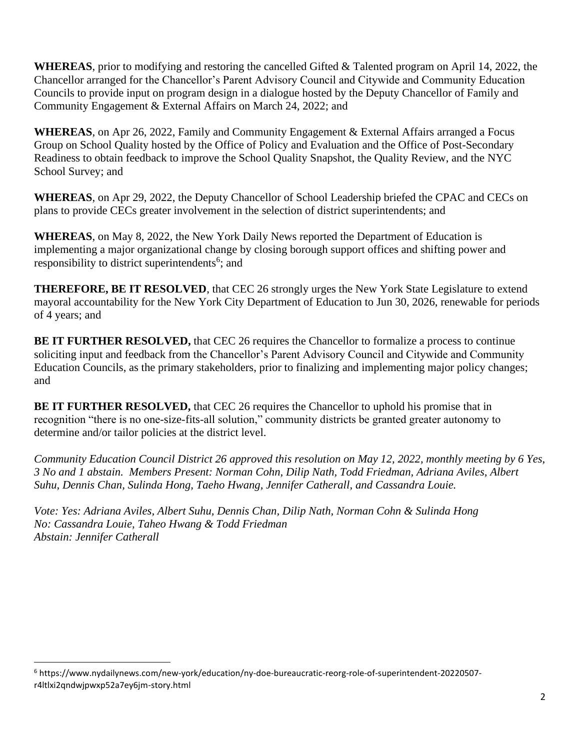**WHEREAS**, prior to modifying and restoring the cancelled Gifted & Talented program on April 14, 2022, the Chancellor arranged for the Chancellor's Parent Advisory Council and Citywide and Community Education Councils to provide input on program design in a dialogue hosted by the Deputy Chancellor of Family and Community Engagement & External Affairs on March 24, 2022; and

**WHEREAS**, on Apr 26, 2022, Family and Community Engagement & External Affairs arranged a Focus Group on School Quality hosted by the Office of Policy and Evaluation and the Office of Post-Secondary Readiness to obtain feedback to improve the School Quality Snapshot, the Quality Review, and the NYC School Survey; and

**WHEREAS**, on Apr 29, 2022, the Deputy Chancellor of School Leadership briefed the CPAC and CECs on plans to provide CECs greater involvement in the selection of district superintendents; and

**WHEREAS**, on May 8, 2022, the New York Daily News reported the Department of Education is implementing a major organizational change by closing borough support offices and shifting power and responsibility to district superintendents[6]; and

**THEREFORE, BE IT RESOLVED**, that CEC 26 strongly urges the New York State Legislature to extend mayoral accountability for the New York City Department of Education to Jun 30, 2026, renewable for periods of 4 years; and

**BE IT FURTHER RESOLVED,** that CEC 26 requires the Chancellor to formalize a process to continue soliciting input and feedback from the Chancellor's Parent Advisory Council and Citywide and Community Education Councils, as the primary stakeholders, prior to finalizing and implementing major policy changes; and

**BE IT FURTHER RESOLVED,** that CEC 26 requires the Chancellor to uphold his promise that in recognition "there is no one-size-fits-all solution," community districts be granted greater autonomy to determine and/or tailor policies at the district level.

*Community Education Council District 26 approved this resolution on May 12, 2022, monthly meeting by 6 Yes, 3 No and 1 abstain. Members Present: Norman Cohn, Dilip Nath, Todd Friedman, Adriana Aviles, Albert Suhu, Dennis Chan, Sulinda Hong, Taeho Hwang, Jennifer Catherall, and Cassandra Louie.*

*Vote: Yes: Adriana Aviles, Albert Suhu, Dennis Chan, Dilip Nath, Norman Cohn & Sulinda Hong*
*No: Cassandra Louie, Taheo Hwang & Todd Friedman*
*Abstain: Jennifer Catherall*

---

[6] https://www.nydailynews.com/new-york/education/ny-doe-bureaucratic-reorg-role-of-superintendent-20220507-r4ltlxi2qndwjpwxp52a7ey6jm-story.html